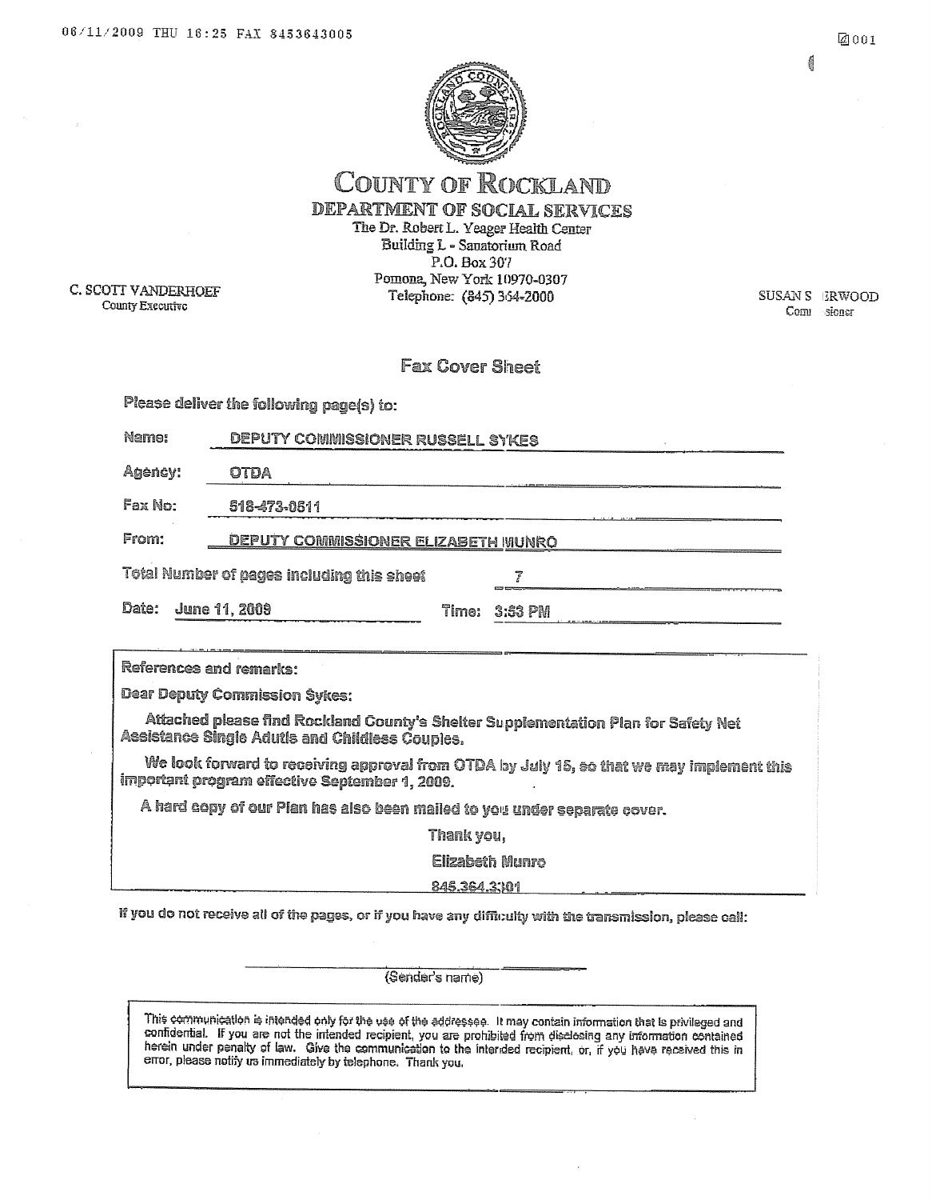# COUNTY OF ROCKLAND

## DEPARTMENT OF SOCIAL SERVICES

The Dr. Robert L. Yeager Health Center
Building L - Sanatorium Road
P.O. Box 307
Pomona, New York 10970-0307
Telephone: (845) 364-2000

C. SCOTT VANDERHOEF
County Executive

SUSAN S ERWOOD
Comm sioner

### Fax Cover Sheet

Please deliver the following page(s) to:

Name: DEPUTY COMMISSIONER RUSSELL SYKES

Agency: OTDA

Fax No: 518-473-0511

From: DEPUTY COMMISSIONER ELIZABETH MUNRO

Total Number of pages including this sheet 7

Date: June 11, 2009 Time: 3:53 PM

References and remarks:

Dear Deputy Commission Sykes:

Attached please find Rockland County's Shelter Supplementation Plan for Safety Net Assistance Single Adults and Childless Couples.

We look forward to receiving approval from OTDA by July 15, so that we may implement this important program effective September 1, 2009.

A hard copy of our Plan has also been mailed to you under separate cover.

Thank you,

Elizabeth Munro

845.364.3301

If you do not receive all of the pages, or if you have any difficulty with the transmission, please call:

(Sender's name)

This communication is intended only for the use of the addressee. It may contain information that is privileged and confidential. If you are not the intended recipient, you are prohibited from disclosing any information contained herein under penalty of law. Give the communication to the intended recipient, or, if you have received this in error, please notify us immediately by telephone. Thank you.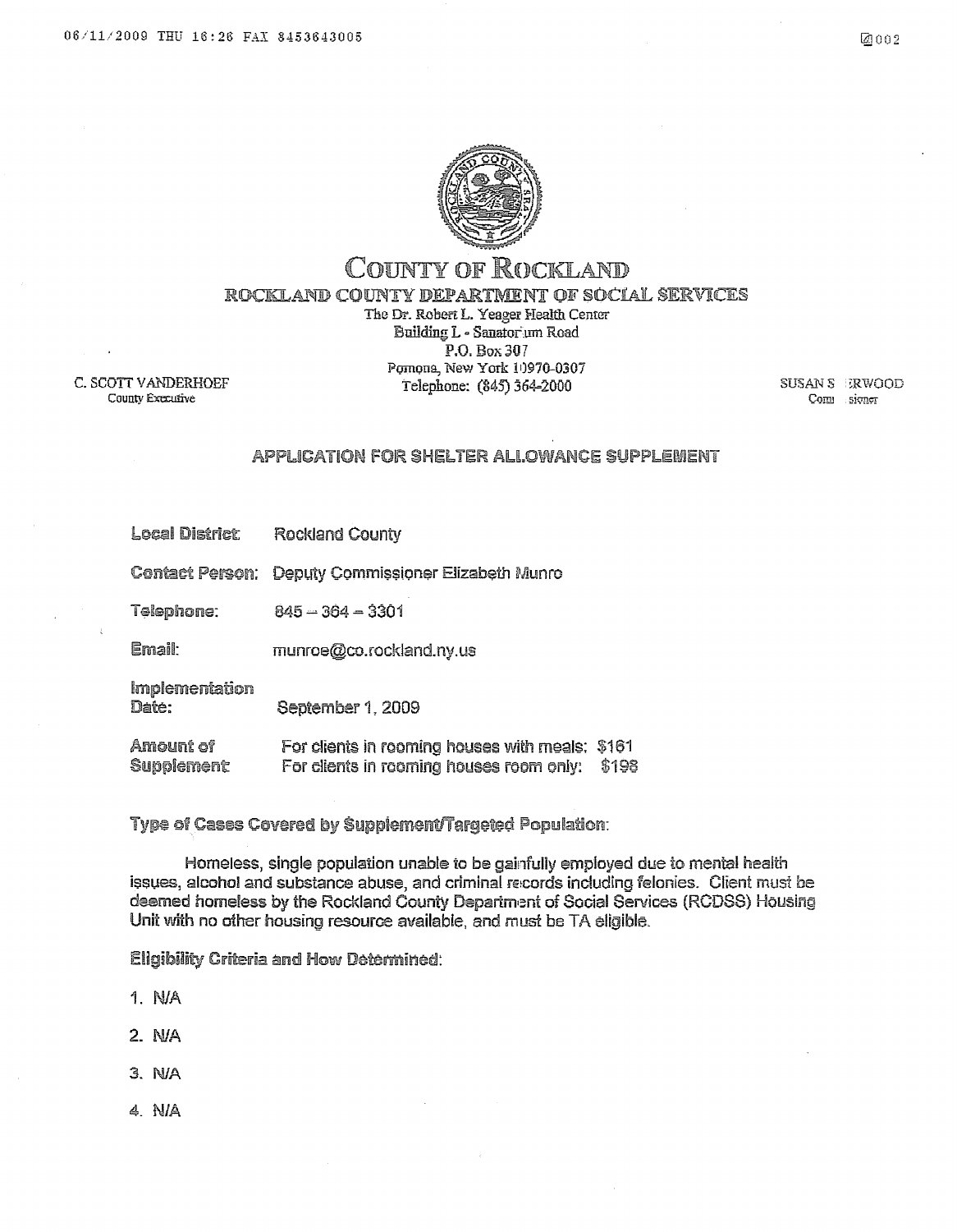# COUNTY OF ROCKLAND

## ROCKLAND COUNTY DEPARTMENT OF SOCIAL SERVICES

The Dr. Robert L. Yeager Health Center
Building L - Sanatorium Road
P.O. Box 307
Pomona, New York 10970-0307
Telephone: (845) 364-2000

C. SCOTT VANDERHOEF
County Executive

SUSAN S ERWOOD
Commissioner

### APPLICATION FOR SHELTER ALLOWANCE SUPPLEMENT

**Local District:** Rockland County

**Contact Person:** Deputy Commissioner Elizabeth Munro

**Telephone:** 845 – 364 – 3301

**Email:** munroe@co.rockland.ny.us

**Implementation Date:** September 1, 2009

**Amount of Supplement:** For clients in rooming houses with meals: $161
For clients in rooming houses room only: $198

**Type of Cases Covered by Supplement/Targeted Population:**

Homeless, single population unable to be gainfully employed due to mental health issues, alcohol and substance abuse, and criminal records including felonies. Client must be deemed homeless by the Rockland County Department of Social Services (RCDSS) Housing Unit with no other housing resource available, and must be TA eligible.

**Eligibility Criteria and How Determined:**

1. N/A
2. N/A
3. N/A
4. N/A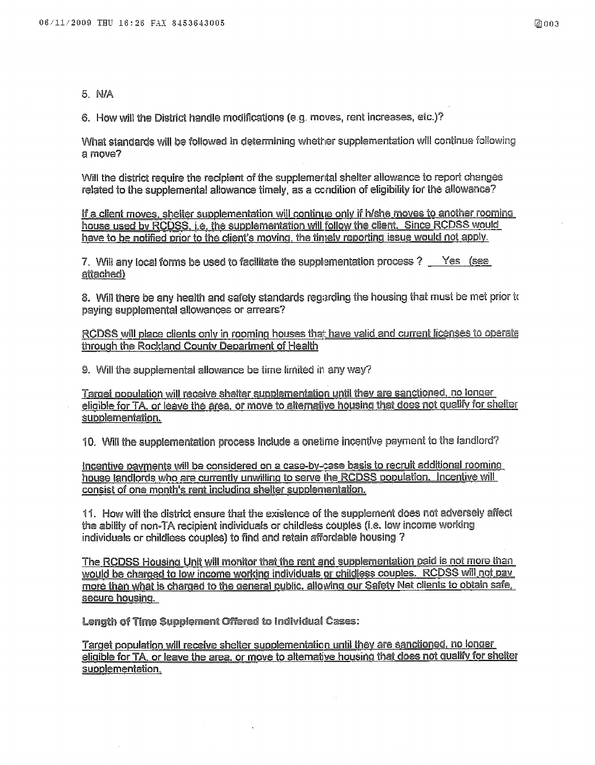5. N/A

6. How will the District handle modifications (e.g. moves, rent increases, etc.)?

What standards will be followed in determining whether supplementation will continue following a move?

Will the district require the recipient of the supplemental shelter allowance to report changes related to the supplemental allowance timely, as a condition of eligibility for the allowance?

If a client moves, shelter supplementation will continue only if h/she moves to another rooming house used by RCDSS, i.e. the supplementation will follow the client. Since RCDSS would have to be notified prior to the client's moving, the timely reporting issue would not apply.

7. Will any local forms be used to facilitate the supplementation process ? Yes (see attached)

8. Will there be any health and safety standards regarding the housing that must be met prior to paying supplemental allowances or arrears?

RCDSS will place clients only in rooming houses that have valid and current licenses to operate through the Rockland County Department of Health

9. Will the supplemental allowance be time limited in any way?

Target population will receive shelter supplementation until they are sanctioned, no longer eligible for TA, or leave the area, or move to alternative housing that does not qualify for shelter supplementation.

10. Will the supplementation process include a onetime incentive payment to the landlord?

Incentive payments will be considered on a case-by-case basis to recruit additional rooming house landlords who are currently unwilling to serve the RCDSS population. Incentive will consist of one month's rent including shelter supplementation.

11. How will the district ensure that the existence of the supplement does not adversely affect the ability of non-TA recipient individuals or childless couples (i.e. low income working individuals or childless couples) to find and retain affordable housing ?

The RCDSS Housing Unit will monitor that the rent and supplementation paid is not more than would be charged to low income working individuals or childless couples. RCDSS will not pay more than what is charged to the general public, allowing our Safety Net clients to obtain safe, secure housing.

**Length of Time Supplement Offered to Individual Cases:**

Target population will receive shelter supplementation until they are sanctioned, no longer eligible for TA, or leave the area, or move to alternative housing that does not qualify for shelter supplementation.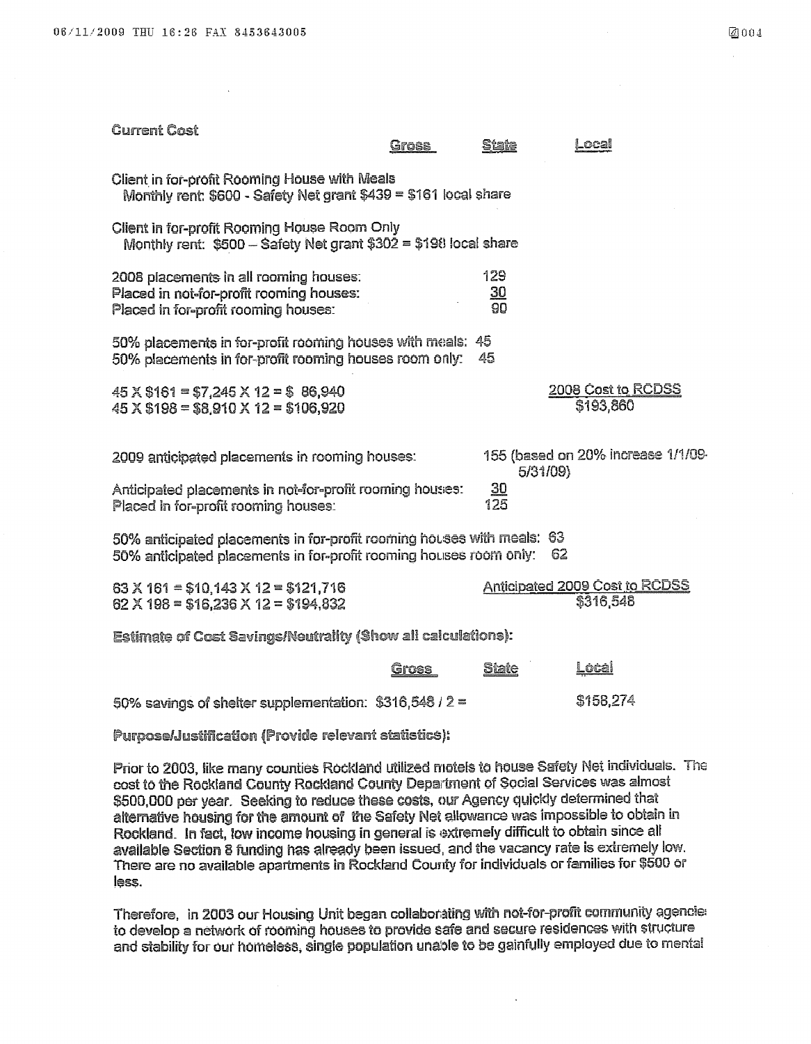Current Cost

| | Gross | State | Local |
|---|---|---|---|

Client in for-profit Rooming House with Meals
Monthly rent: $600 - Safety Net grant $439 = $161 local share

Client in for-profit Rooming House Room Only
Monthly rent: $500 – Safety Net grant $302 = $198 local share

| | |
|---|---|
| 2008 placements in all rooming houses: | 129 |
| Placed in not-for-profit rooming houses: | 30 |
| Placed in for-profit rooming houses: | 90 |

50% placements in for-profit rooming houses with meals: 45
50% placements in for-profit rooming houses room only: 45

45 X $161 = $7,245 X 12 = $ 86,940
45 X $198 = $8,910 X 12 = $106,920

2008 Cost to RCDSS
$193,860

2009 anticipated placements in rooming houses: 155 (based on 20% increase 1/1/09-5/31/09)

| | |
|---|---|
| Anticipated placements in not-for-profit rooming houses: | 30 |
| Placed in for-profit rooming houses: | 125 |

50% anticipated placements in for-profit rooming houses with meals: 63
50% anticipated placements in for-profit rooming houses room only: 62

63 X 161 = $10,143 X 12 = $121,716
62 X 198 = $16,236 X 12 = $194,832

Anticipated 2009 Cost to RCDSS
$316,548

**Estimate of Cost Savings/Neutrality (Show all calculations):**

| | Gross | State | Local |
|---|---|---|---|
| 50% savings of shelter supplementation: $316,548 / 2 = | | | $158,274 |

**Purpose/Justification (Provide relevant statistics):**

Prior to 2003, like many counties Rockland utilized motels to house Safety Net individuals. The cost to the Rockland County Rockland County Department of Social Services was almost $500,000 per year. Seeking to reduce these costs, our Agency quickly determined that alternative housing for the amount of the Safety Net allowance was impossible to obtain in Rockland. In fact, low income housing in general is extremely difficult to obtain since all available Section 8 funding has already been issued, and the vacancy rate is extremely low. There are no available apartments in Rockland County for individuals or families for $500 or less.

Therefore, in 2003 our Housing Unit began collaborating with not-for-profit community agencies to develop a network of rooming houses to provide safe and secure residences with structure and stability for our homeless, single population unable to be gainfully employed due to mental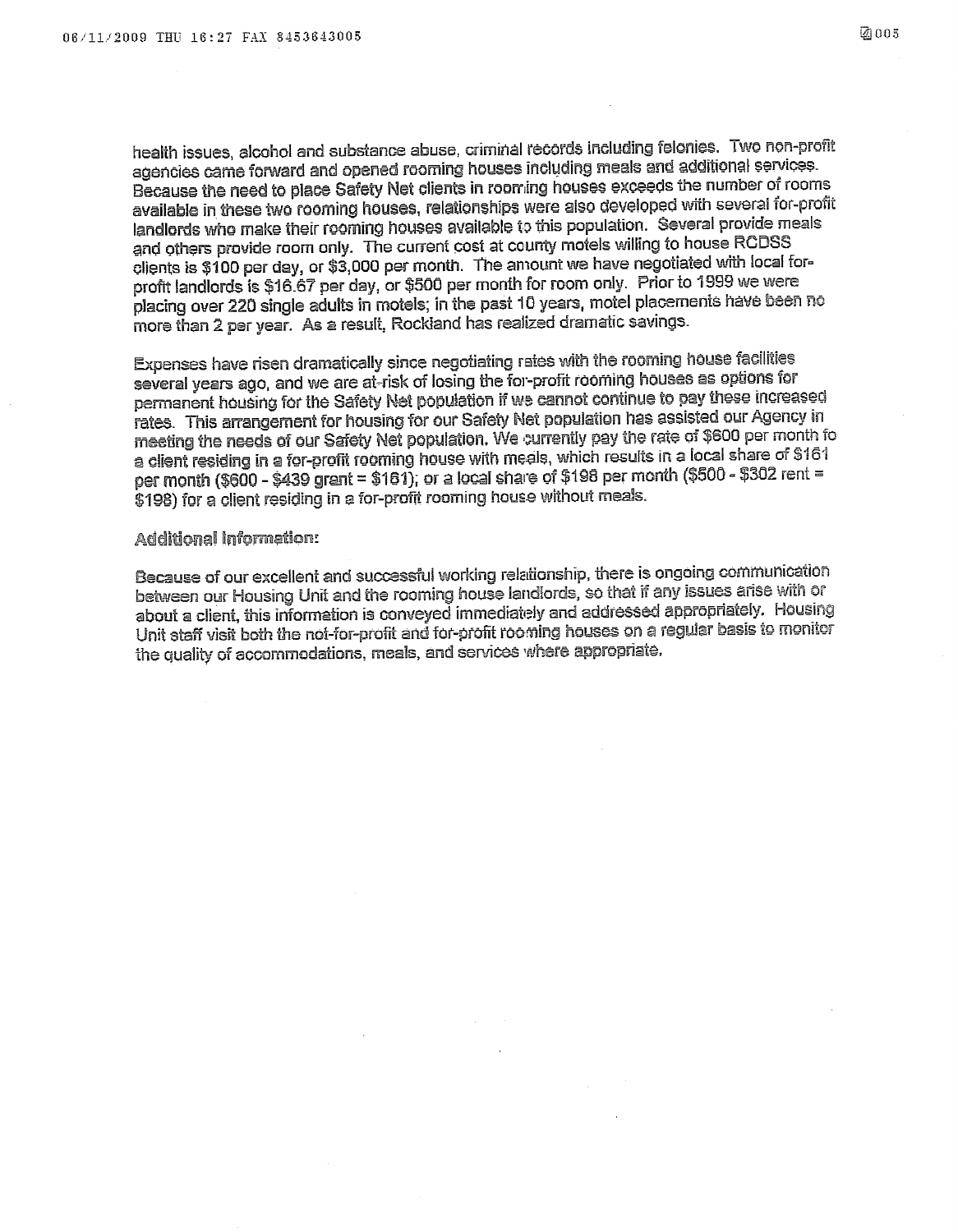health issues, alcohol and substance abuse, criminal records including felonies. Two non-profit agencies came forward and opened rooming houses including meals and additional services. Because the need to place Safety Net clients in rooming houses exceeds the number of rooms available in these two rooming houses, relationships were also developed with several for-profit landlords who make their rooming houses available to this population. Several provide meals and others provide room only. The current cost at county motels willing to house RCDSS clients is $100 per day, or $3,000 per month. The amount we have negotiated with local for-profit landlords is $16.67 per day, or $500 per month for room only. Prior to 1999 we were placing over 220 single adults in motels; in the past 10 years, motel placements have been no more than 2 per year. As a result, Rockland has realized dramatic savings.

Expenses have risen dramatically since negotiating rates with the rooming house facilities several years ago, and we are at-risk of losing the for-profit rooming houses as options for permanent housing for the Safety Net population if we cannot continue to pay these increased rates. This arrangement for housing for our Safety Net population has assisted our Agency in meeting the needs of our Safety Net population. We currently pay the rate of $600 per month fo a client residing in a for-profit rooming house with meals, which results in a local share of $161 per month ($600 - $439 grant = $161); or a local share of $198 per month ($500 - $302 rent = $198) for a client residing in a for-profit rooming house without meals.

**Additional Information:**

Because of our excellent and successful working relationship, there is ongoing communication between our Housing Unit and the rooming house landlords, so that if any issues arise with or about a client, this information is conveyed immediately and addressed appropriately. Housing Unit staff visit both the not-for-profit and for-profit rooming houses on a regular basis to monitor the quality of accommodations, meals, and services where appropriate.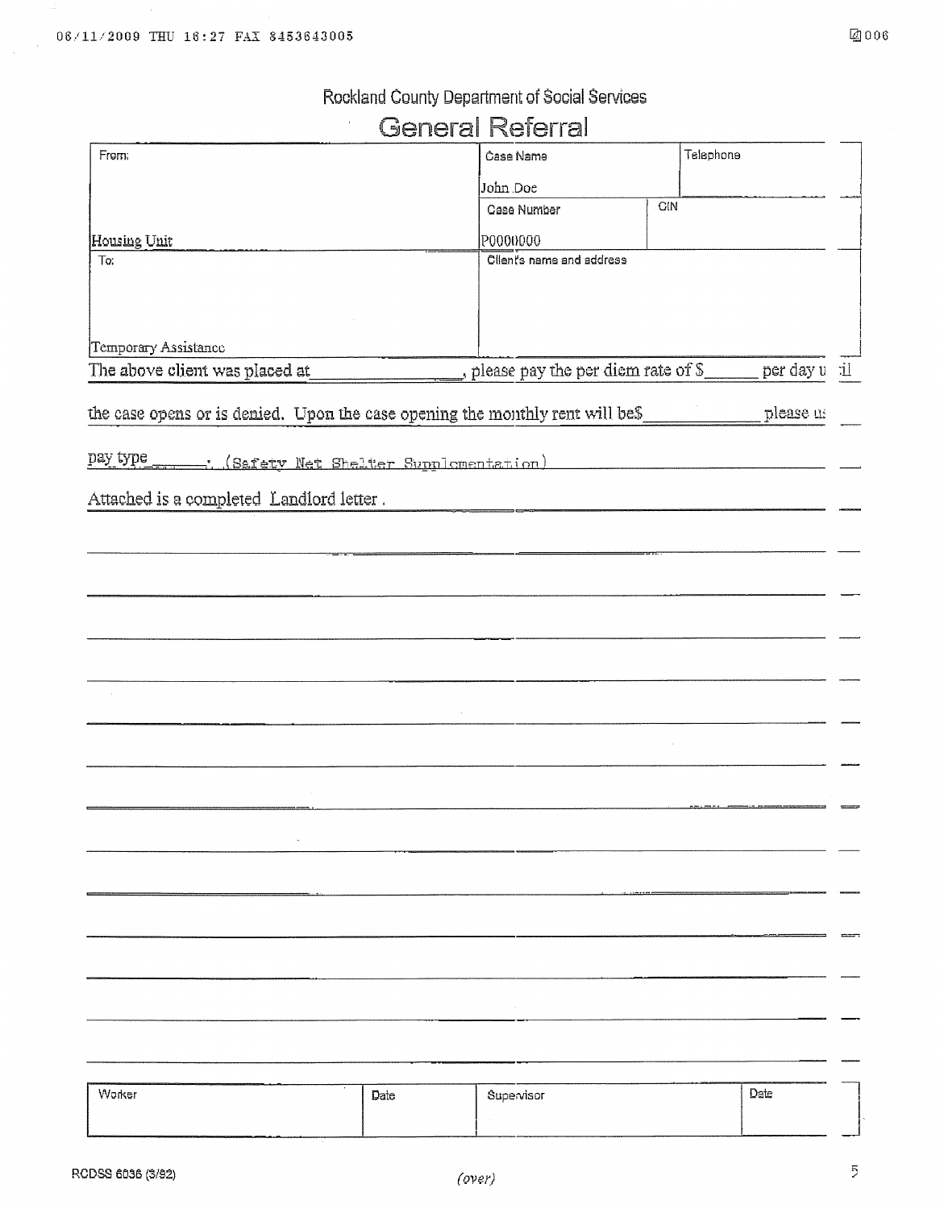Rockland County Department of Social Services

# General Referral

| From: | Case Name<br>John Doe | Telephone |
|---|---|---|
| | Case Number<br>P0000000 | CIN |
| Housing Unit | | |
| To:<br><br>Temporary Assistance | Client's name and address | |

The above client was placed at \_\_\_\_\_\_\_\_\_\_\_\_\_\_, please pay the per diem rate of $\_\_\_\_\_\_ per day until

the case opens or is denied. Upon the case opening the monthly rent will be$\_\_\_\_\_\_\_\_\_\_\_\_ please us

pay type \_\_\_\_\_. (Safety Net Shelter Supplementation)

Attached is a completed Landlord letter .

| Worker | Date | Supervisor | Date |
|---|---|---|---|
| | | | |

RCDSS 6036 (3/92)

(over)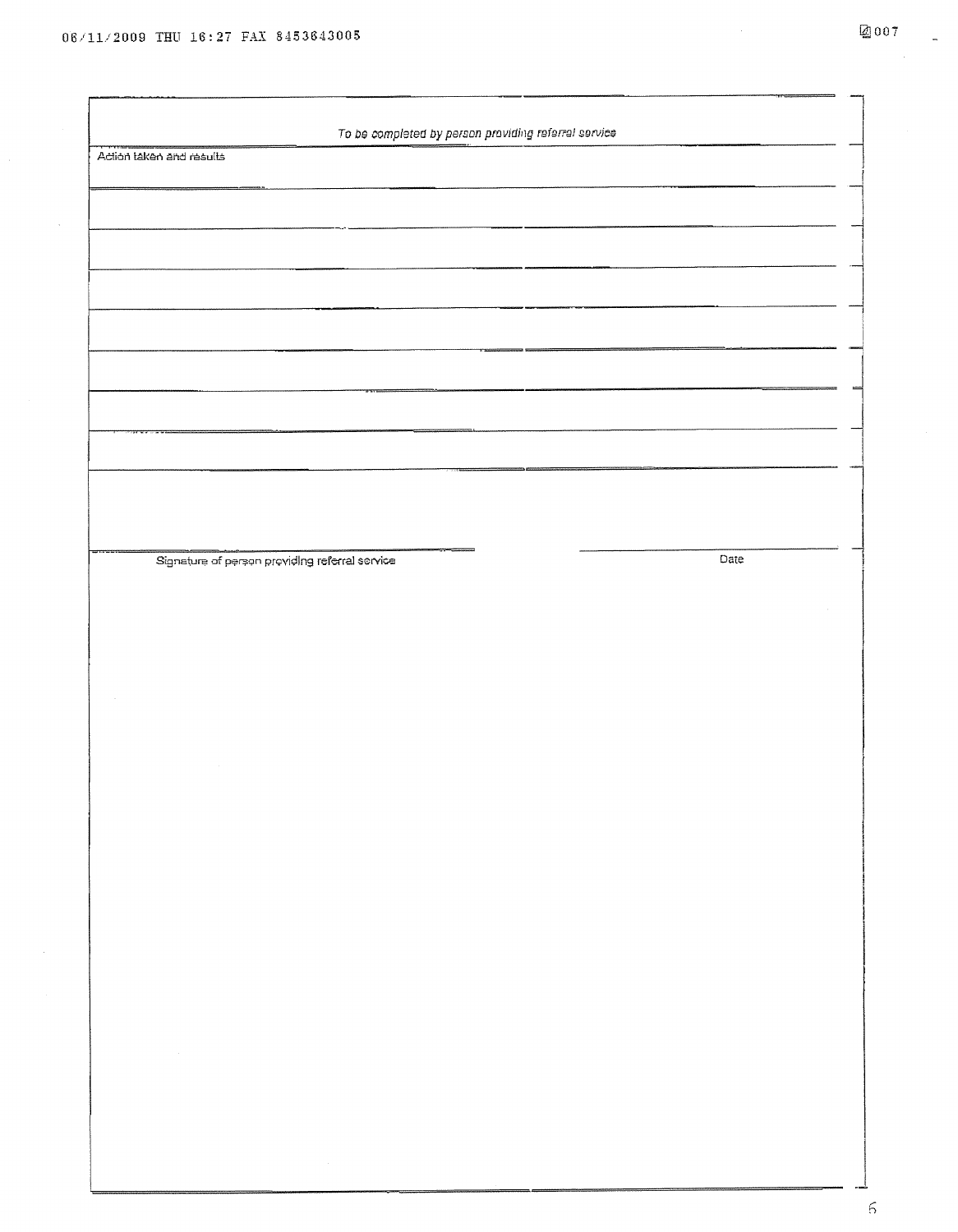*To be completed by person providing referral service*

Action taken and results

&nbsp;

&nbsp;

Signature of person providing referral service

Date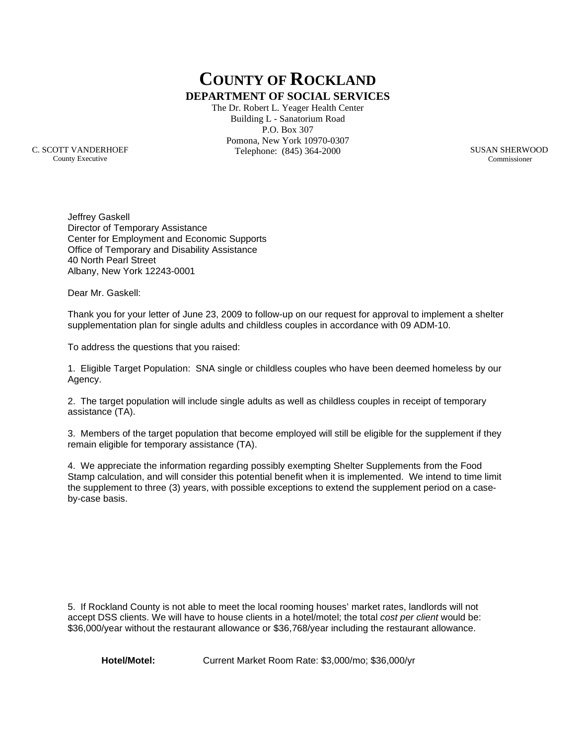# COUNTY OF ROCKLAND

## DEPARTMENT OF SOCIAL SERVICES

The Dr. Robert L. Yeager Health Center
Building L - Sanatorium Road
P.O. Box 307
Pomona, New York 10970-0307
Telephone: (845) 364-2000

C. SCOTT VANDERHOEF
County Executive

SUSAN SHERWOOD
Commissioner

Jeffrey Gaskell
Director of Temporary Assistance
Center for Employment and Economic Supports
Office of Temporary and Disability Assistance
40 North Pearl Street
Albany, New York 12243-0001

Dear Mr. Gaskell:

Thank you for your letter of June 23, 2009 to follow-up on our request for approval to implement a shelter supplementation plan for single adults and childless couples in accordance with 09 ADM-10.

To address the questions that you raised:

1. Eligible Target Population: SNA single or childless couples who have been deemed homeless by our Agency.

2. The target population will include single adults as well as childless couples in receipt of temporary assistance (TA).

3. Members of the target population that become employed will still be eligible for the supplement if they remain eligible for temporary assistance (TA).

4. We appreciate the information regarding possibly exempting Shelter Supplements from the Food Stamp calculation, and will consider this potential benefit when it is implemented. We intend to time limit the supplement to three (3) years, with possible exceptions to extend the supplement period on a case-by-case basis.

5. If Rockland County is not able to meet the local rooming houses' market rates, landlords will not accept DSS clients. We will have to house clients in a hotel/motel; the total *cost per client* would be: $36,000/year without the restaurant allowance or $36,768/year including the restaurant allowance.

**Hotel/Motel:** Current Market Room Rate: $3,000/mo; $36,000/yr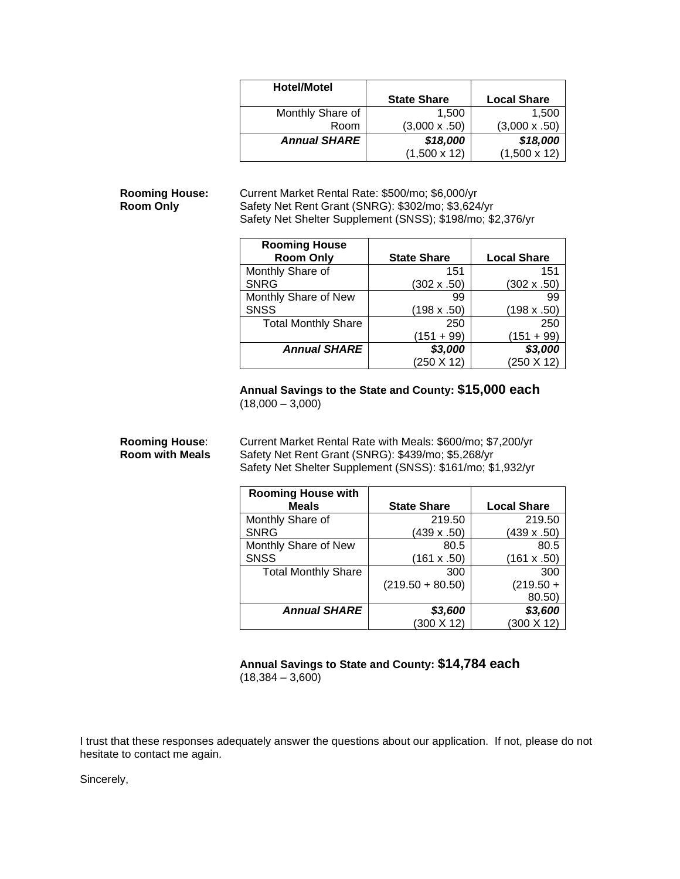| Hotel/Motel | State Share | Local Share |
|---|---|---|
| Monthly Share of Room | 1,500 (3,000 x .50) | 1,500 (3,000 x .50) |
| ***Annual SHARE*** | ***$18,000*** (1,500 x 12) | ***$18,000*** (1,500 x 12) |

**Rooming House: Room Only**

Current Market Rental Rate: $500/mo; $6,000/yr
Safety Net Rent Grant (SNRG): $302/mo; $3,624/yr
Safety Net Shelter Supplement (SNSS); $198/mo; $2,376/yr

| Rooming House Room Only | State Share | Local Share |
|---|---|---|
| Monthly Share of SNRG | 151 (302 x .50) | 151 (302 x .50) |
| Monthly Share of New SNSS | 99 (198 x .50) | 99 (198 x .50) |
| Total Monthly Share | 250 (151 + 99) | 250 (151 + 99) |
| ***Annual SHARE*** | ***$3,000*** (250 X 12) | ***$3,000*** (250 X 12) |

**Annual Savings to the State and County: $15,000 each**
(18,000 – 3,000)

**Rooming House: Room with Meals**

Current Market Rental Rate with Meals: $600/mo; $7,200/yr
Safety Net Rent Grant (SNRG): $439/mo; $5,268/yr
Safety Net Shelter Supplement (SNSS): $161/mo; $1,932/yr

| Rooming House with Meals | State Share | Local Share |
|---|---|---|
| Monthly Share of SNRG | 219.50 (439 x .50) | 219.50 (439 x .50) |
| Monthly Share of New SNSS | 80.5 (161 x .50) | 80.5 (161 x .50) |
| Total Monthly Share | 300 (219.50 + 80.50) | 300 (219.50 + 80.50) |
| ***Annual SHARE*** | ***$3,600*** (300 X 12) | ***$3,600*** (300 X 12) |

**Annual Savings to State and County: $14,784 each**
(18,384 – 3,600)

I trust that these responses adequately answer the questions about our application. If not, please do not hesitate to contact me again.

Sincerely,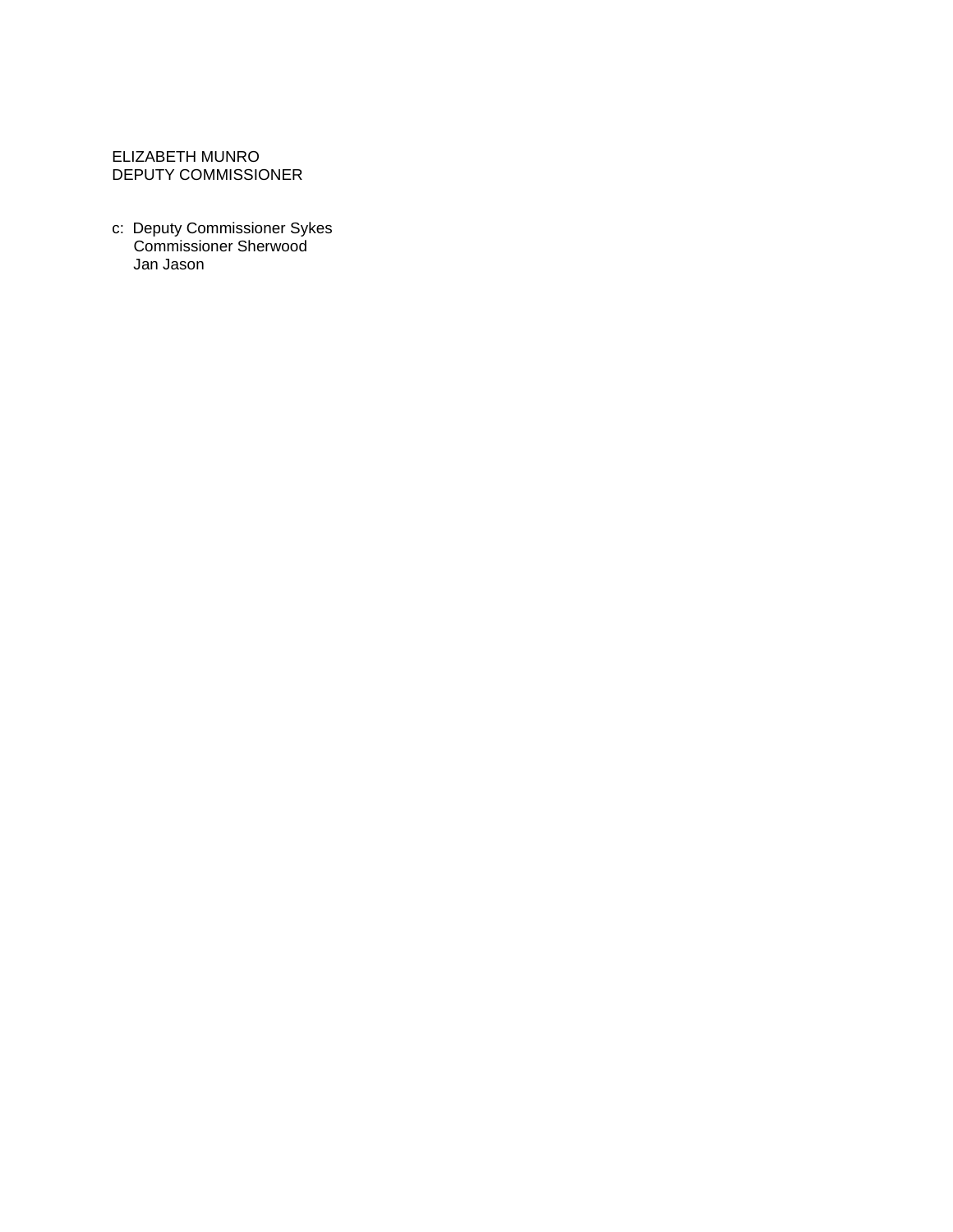ELIZABETH MUNRO
DEPUTY COMMISSIONER

c: Deputy Commissioner Sykes
Commissioner Sherwood
Jan Jason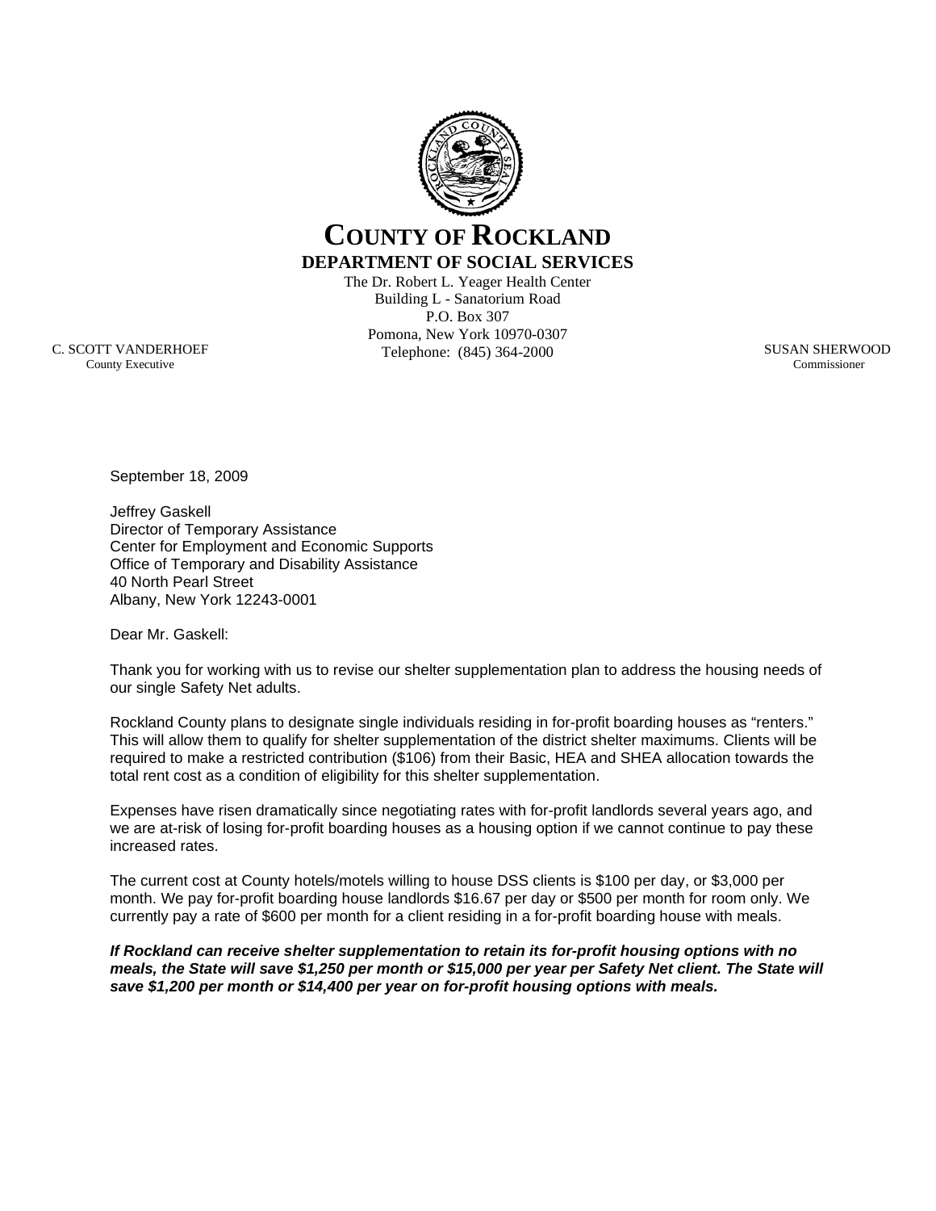# COUNTY OF ROCKLAND

## DEPARTMENT OF SOCIAL SERVICES

The Dr. Robert L. Yeager Health Center
Building L - Sanatorium Road
P.O. Box 307
Pomona, New York 10970-0307
Telephone: (845) 364-2000

C. SCOTT VANDERHOEF
County Executive

SUSAN SHERWOOD
Commissioner

September 18, 2009

Jeffrey Gaskell
Director of Temporary Assistance
Center for Employment and Economic Supports
Office of Temporary and Disability Assistance
40 North Pearl Street
Albany, New York 12243-0001

Dear Mr. Gaskell:

Thank you for working with us to revise our shelter supplementation plan to address the housing needs of our single Safety Net adults.

Rockland County plans to designate single individuals residing in for-profit boarding houses as "renters." This will allow them to qualify for shelter supplementation of the district shelter maximums. Clients will be required to make a restricted contribution ($106) from their Basic, HEA and SHEA allocation towards the total rent cost as a condition of eligibility for this shelter supplementation.

Expenses have risen dramatically since negotiating rates with for-profit landlords several years ago, and we are at-risk of losing for-profit boarding houses as a housing option if we cannot continue to pay these increased rates.

The current cost at County hotels/motels willing to house DSS clients is $100 per day, or $3,000 per month. We pay for-profit boarding house landlords $16.67 per day or $500 per month for room only. We currently pay a rate of $600 per month for a client residing in a for-profit boarding house with meals.

***If Rockland can receive shelter supplementation to retain its for-profit housing options with no meals, the State will save $1,250 per month or $15,000 per year per Safety Net client. The State will save $1,200 per month or $14,400 per year on for-profit housing options with meals.***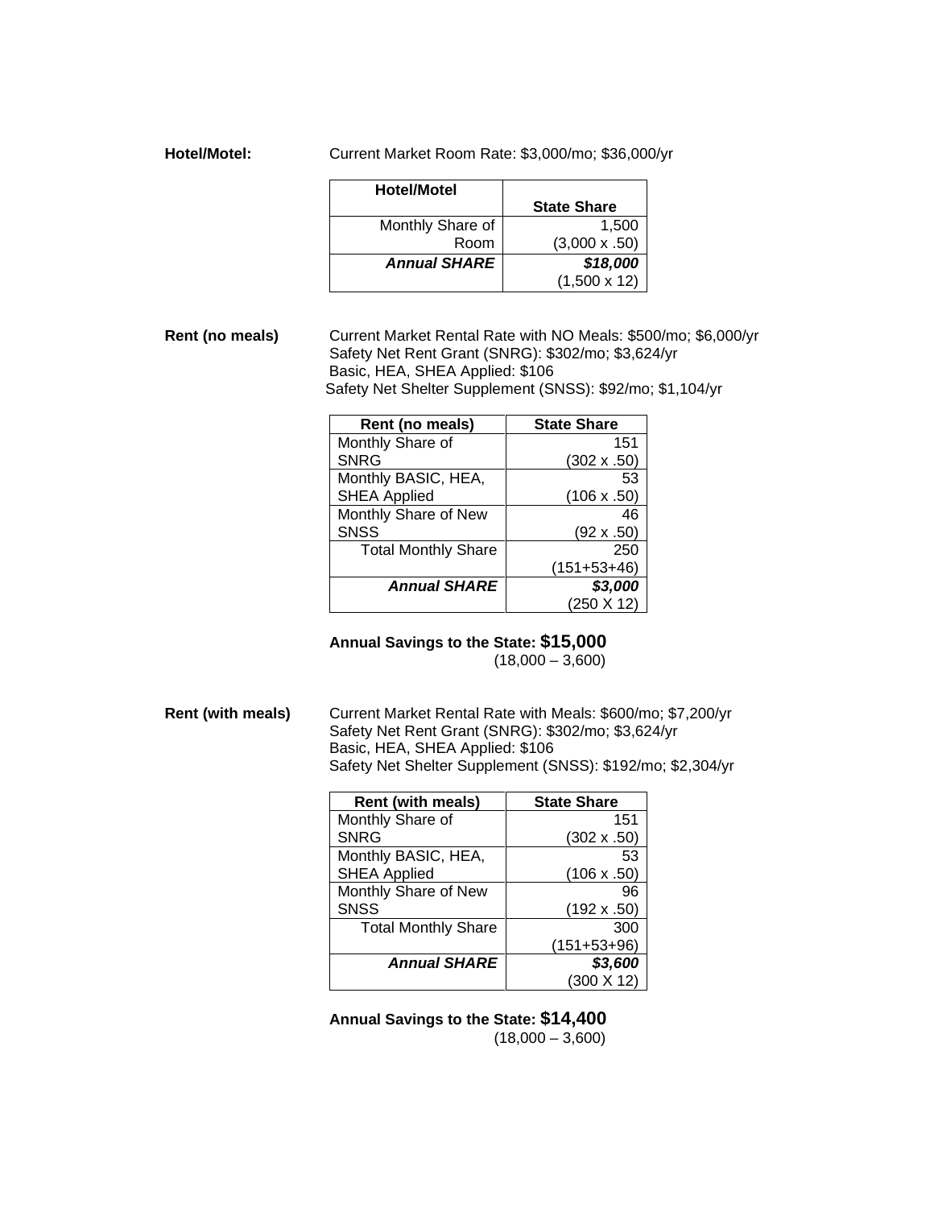**Hotel/Motel:** Current Market Room Rate: \$3,000/mo; \$36,000/yr

| Hotel/Motel | State Share |
|---|---|
| Monthly Share of Room | 1,500 (3,000 x .50) |
| ***Annual SHARE*** | ***\$18,000*** (1,500 x 12) |

**Rent (no meals)** Current Market Rental Rate with NO Meals: \$500/mo; \$6,000/yr
Safety Net Rent Grant (SNRG): \$302/mo; \$3,624/yr
Basic, HEA, SHEA Applied: \$106
Safety Net Shelter Supplement (SNSS): \$92/mo; \$1,104/yr

| Rent (no meals) | State Share |
|---|---|
| Monthly Share of SNRG | 151 (302 x .50) |
| Monthly BASIC, HEA, SHEA Applied | 53 (106 x .50) |
| Monthly Share of New SNSS | 46 (92 x .50) |
| Total Monthly Share | 250 (151+53+46) |
| ***Annual SHARE*** | ***\$3,000*** (250 X 12) |

**Annual Savings to the State: \$15,000**
(18,000 – 3,600)

**Rent (with meals)** Current Market Rental Rate with Meals: \$600/mo; \$7,200/yr
Safety Net Rent Grant (SNRG): \$302/mo; \$3,624/yr
Basic, HEA, SHEA Applied: \$106
Safety Net Shelter Supplement (SNSS): \$192/mo; \$2,304/yr

| Rent (with meals) | State Share |
|---|---|
| Monthly Share of SNRG | 151 (302 x .50) |
| Monthly BASIC, HEA, SHEA Applied | 53 (106 x .50) |
| Monthly Share of New SNSS | 96 (192 x .50) |
| Total Monthly Share | 300 (151+53+96) |
| ***Annual SHARE*** | ***\$3,600*** (300 X 12) |

**Annual Savings to the State: \$14,400**
(18,000 – 3,600)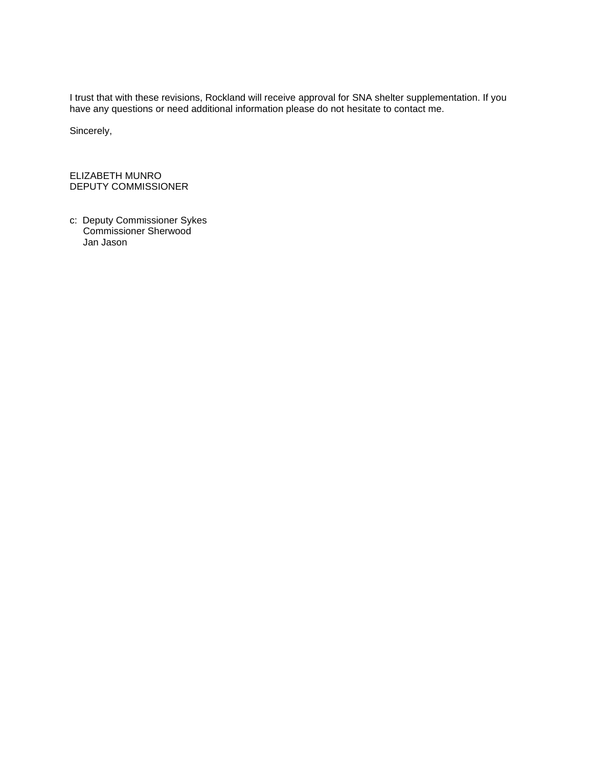I trust that with these revisions, Rockland will receive approval for SNA shelter supplementation. If you have any questions or need additional information please do not hesitate to contact me.

Sincerely,

ELIZABETH MUNRO  
DEPUTY COMMISSIONER

c: Deputy Commissioner Sykes  
Commissioner Sherwood  
Jan Jason